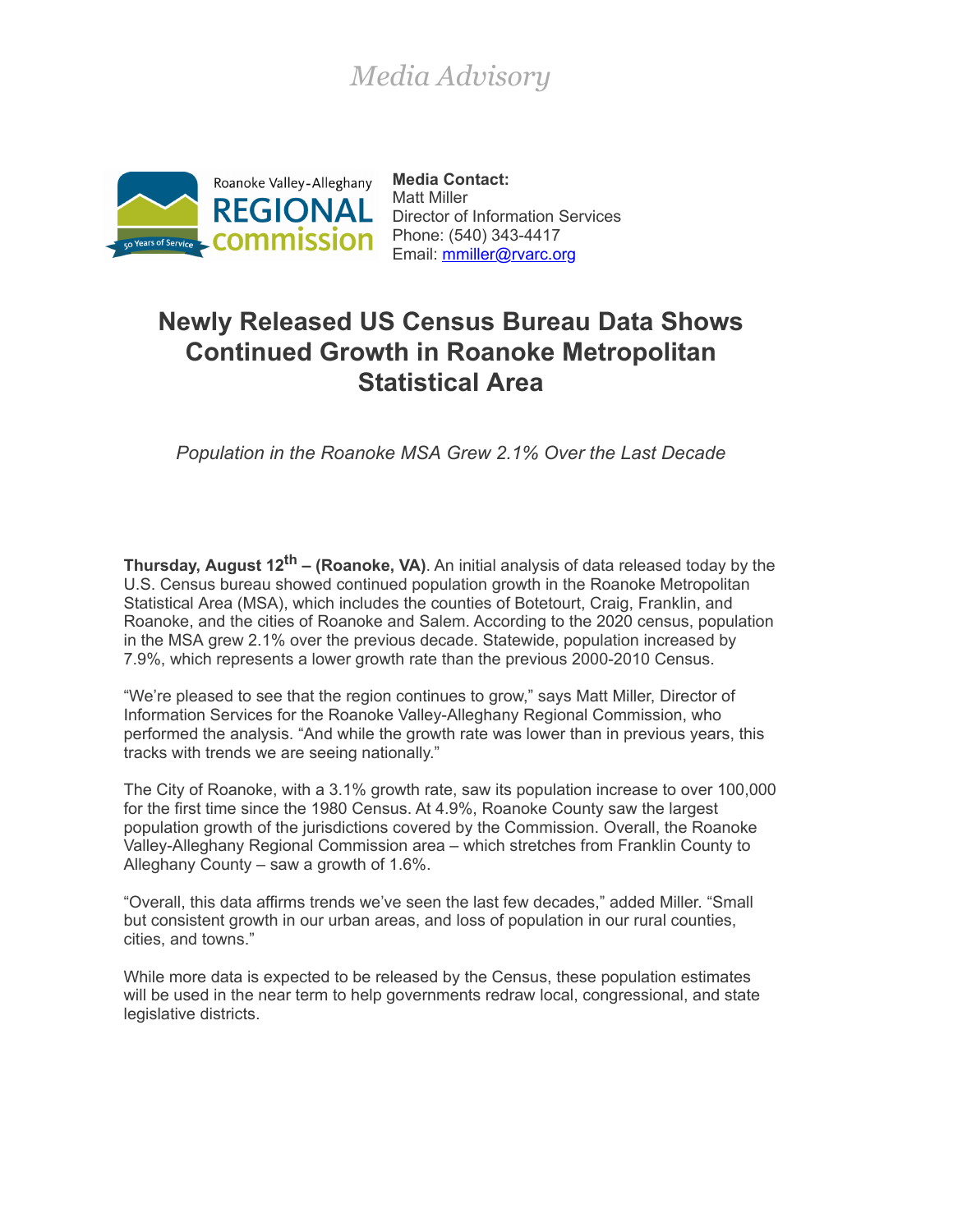*Media Advisory*

Roanoke Valley-Alleghany REGIONAL commission — 50 Years of Service

**Media Contact:**
Matt Miller
Director of Information Services
Phone: (540) 343-4417
Email: mmiller@rvarc.org

# Newly Released US Census Bureau Data Shows Continued Growth in Roanoke Metropolitan Statistical Area

*Population in the Roanoke MSA Grew 2.1% Over the Last Decade*

**Thursday, August 12th – (Roanoke, VA)**. An initial analysis of data released today by the U.S. Census bureau showed continued population growth in the Roanoke Metropolitan Statistical Area (MSA), which includes the counties of Botetourt, Craig, Franklin, and Roanoke, and the cities of Roanoke and Salem. According to the 2020 census, population in the MSA grew 2.1% over the previous decade. Statewide, population increased by 7.9%, which represents a lower growth rate than the previous 2000-2010 Census.

"We're pleased to see that the region continues to grow," says Matt Miller, Director of Information Services for the Roanoke Valley-Alleghany Regional Commission, who performed the analysis. "And while the growth rate was lower than in previous years, this tracks with trends we are seeing nationally."

The City of Roanoke, with a 3.1% growth rate, saw its population increase to over 100,000 for the first time since the 1980 Census. At 4.9%, Roanoke County saw the largest population growth of the jurisdictions covered by the Commission. Overall, the Roanoke Valley-Alleghany Regional Commission area – which stretches from Franklin County to Alleghany County – saw a growth of 1.6%.

"Overall, this data affirms trends we've seen the last few decades," added Miller. "Small but consistent growth in our urban areas, and loss of population in our rural counties, cities, and towns."

While more data is expected to be released by the Census, these population estimates will be used in the near term to help governments redraw local, congressional, and state legislative districts.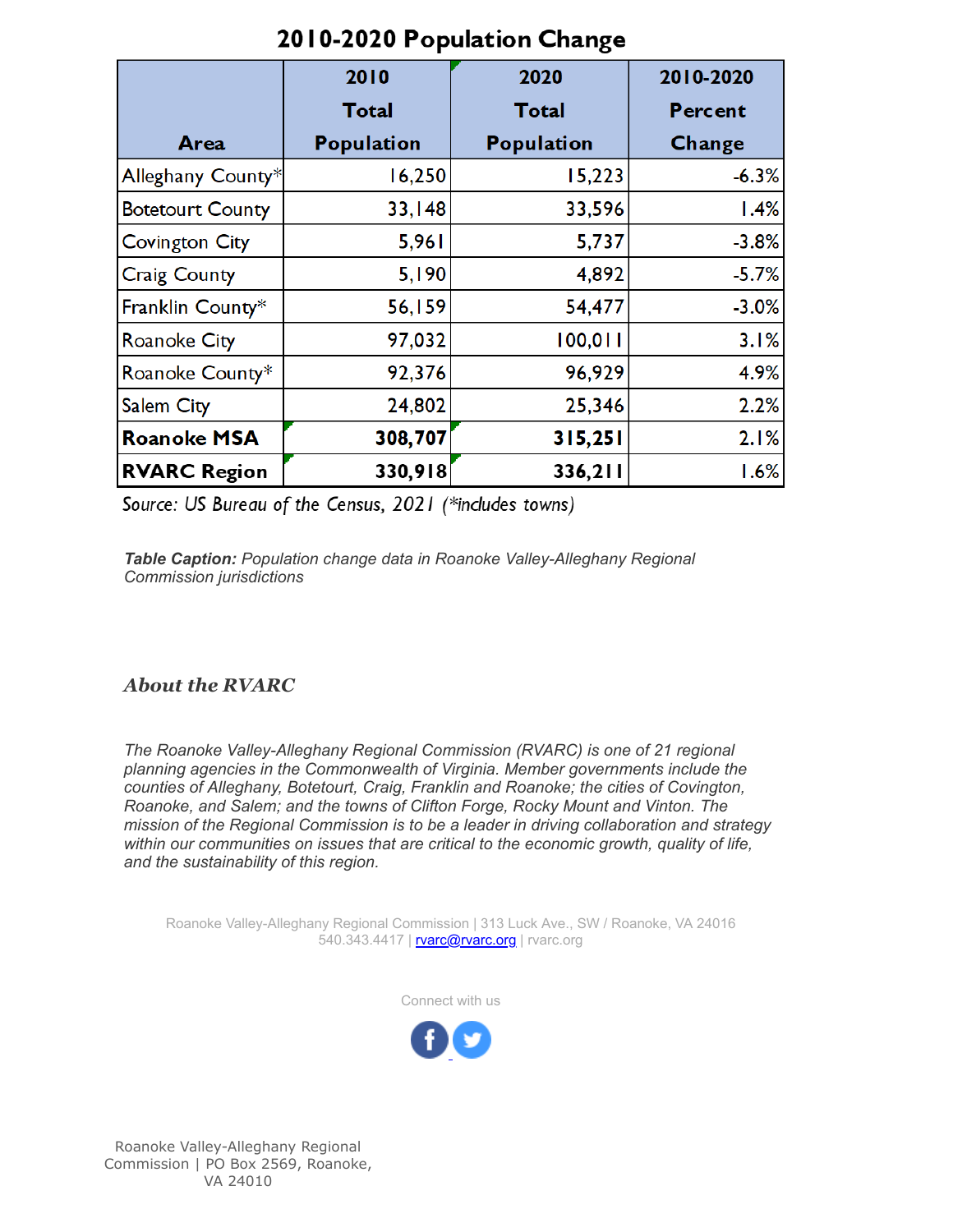## 2010-2020 Population Change

| Area | 2010 Total Population | 2020 Total Population | 2010-2020 Percent Change |
|---|---|---|---|
| Alleghany County* | 16,250 | 15,223 | -6.3% |
| Botetourt County | 33,148 | 33,596 | 1.4% |
| Covington City | 5,961 | 5,737 | -3.8% |
| Craig County | 5,190 | 4,892 | -5.7% |
| Franklin County* | 56,159 | 54,477 | -3.0% |
| Roanoke City | 97,032 | 100,011 | 3.1% |
| Roanoke County* | 92,376 | 96,929 | 4.9% |
| Salem City | 24,802 | 25,346 | 2.2% |
| **Roanoke MSA** | **308,707** | **315,251** | 2.1% |
| **RVARC Region** | **330,918** | **336,211** | 1.6% |

*Source: US Bureau of the Census, 2021 (*includes towns)*

***Table Caption:*** *Population change data in Roanoke Valley-Alleghany Regional Commission jurisdictions*

### *About the RVARC*

*The Roanoke Valley-Alleghany Regional Commission (RVARC) is one of 21 regional planning agencies in the Commonwealth of Virginia. Member governments include the counties of Alleghany, Botetourt, Craig, Franklin and Roanoke; the cities of Covington, Roanoke, and Salem; and the towns of Clifton Forge, Rocky Mount and Vinton. The mission of the Regional Commission is to be a leader in driving collaboration and strategy within our communities on issues that are critical to the economic growth, quality of life, and the sustainability of this region.*

Roanoke Valley-Alleghany Regional Commission | 313 Luck Ave., SW / Roanoke, VA 24016
540.343.4417 | rvarc@rvarc.org | rvarc.org

Connect with us

Roanoke Valley-Alleghany Regional Commission | PO Box 2569, Roanoke, VA 24010